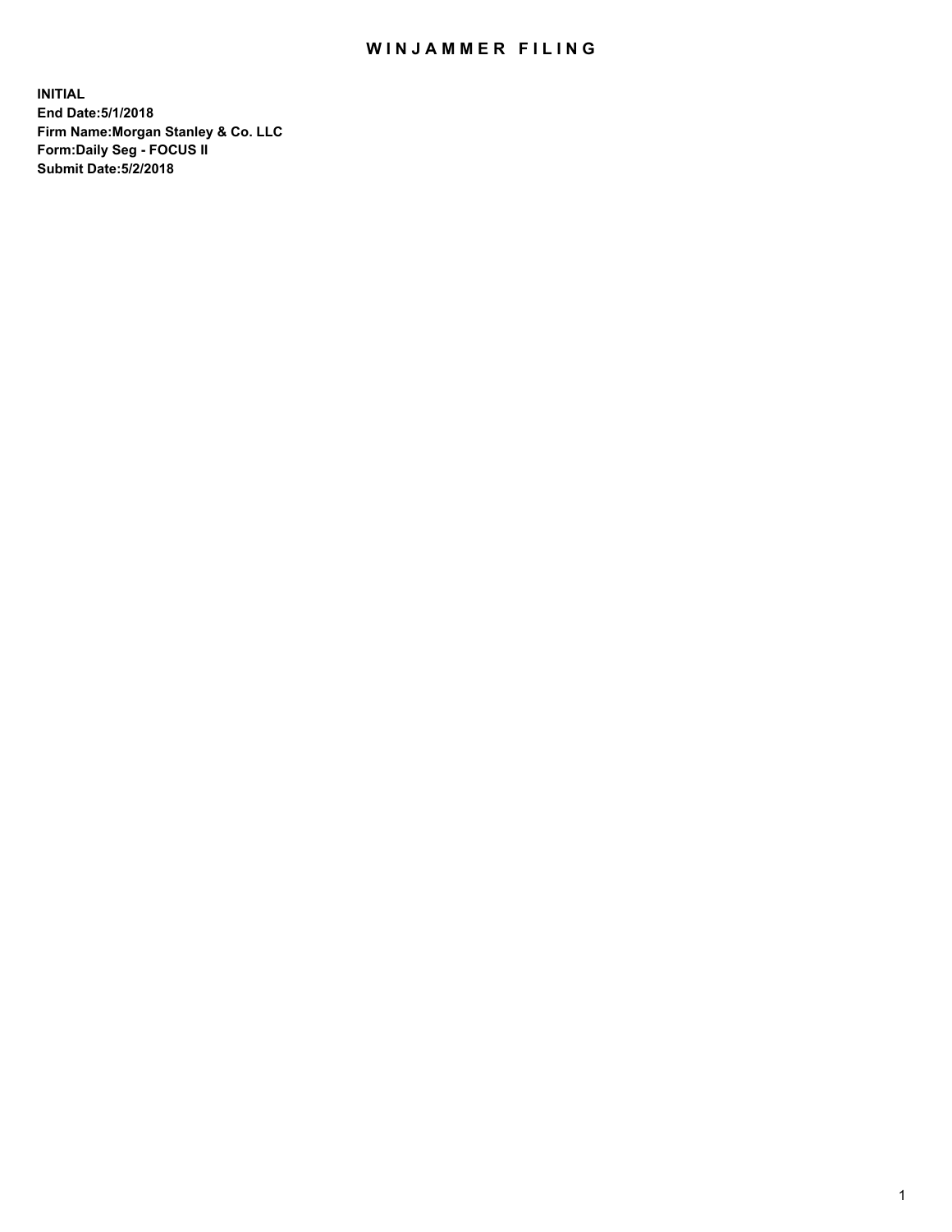# WINJAMMER FILING

**INITIAL**
**End Date:5/1/2018**
**Firm Name:Morgan Stanley & Co. LLC**
**Form:Daily Seg - FOCUS II**
**Submit Date:5/2/2018**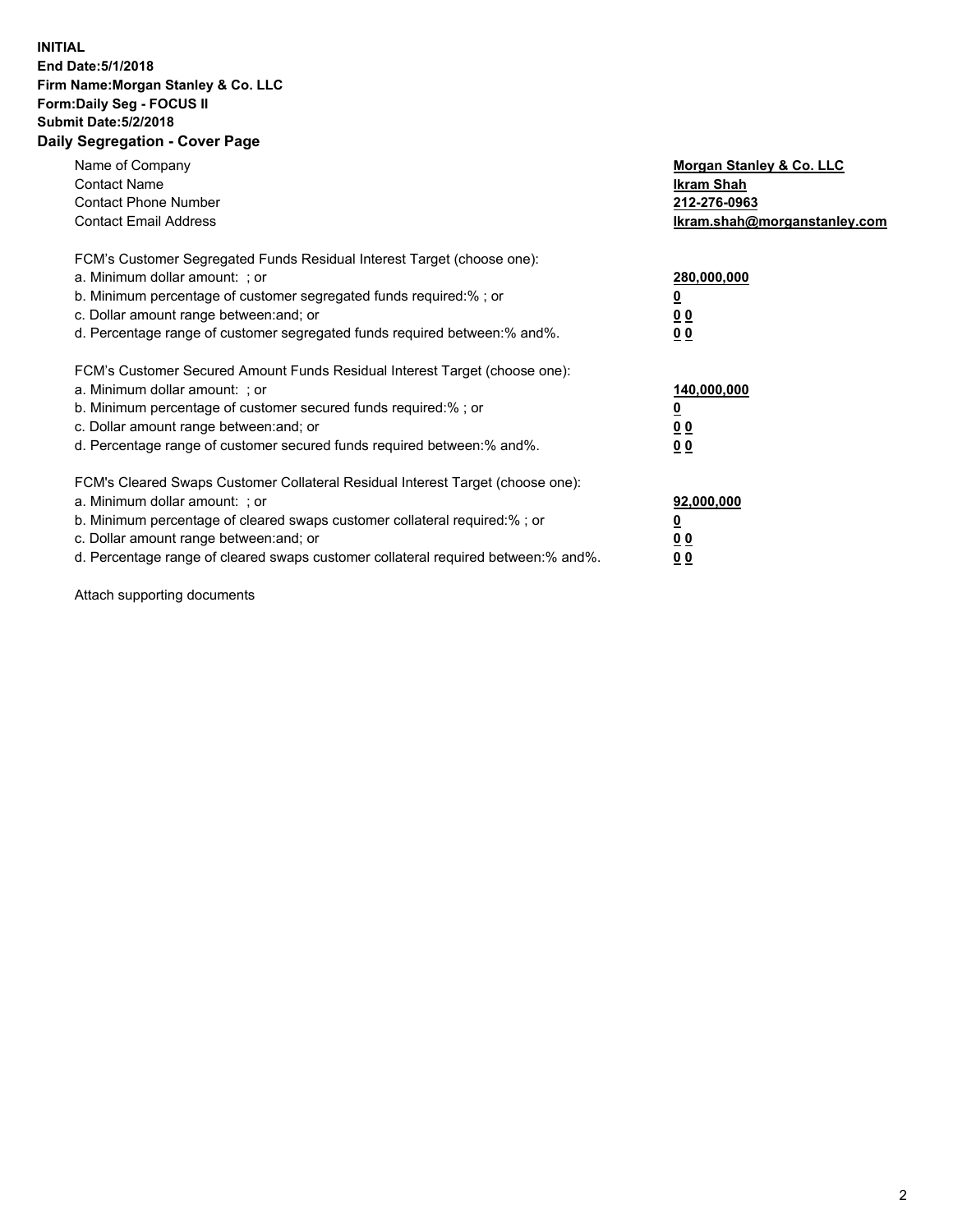**INITIAL**
**End Date:5/1/2018**
**Firm Name:Morgan Stanley & Co. LLC**
**Form:Daily Seg - FOCUS II**
**Submit Date:5/2/2018**
**Daily Segregation - Cover Page**

| | |
|---|---|
| Name of Company | **Morgan Stanley & Co. LLC** |
| Contact Name | **Ikram Shah** |
| Contact Phone Number | **212-276-0963** |
| Contact Email Address | **Ikram.shah@morganstanley.com** |

FCM's Customer Segregated Funds Residual Interest Target (choose one):

| | |
|---|---|
| a. Minimum dollar amount: ; or | **280,000,000** |
| b. Minimum percentage of customer segregated funds required:% ; or | **0** |
| c. Dollar amount range between:and; or | **0 0** |
| d. Percentage range of customer segregated funds required between:% and%. | **0 0** |

FCM's Customer Secured Amount Funds Residual Interest Target (choose one):

| | |
|---|---|
| a. Minimum dollar amount: ; or | **140,000,000** |
| b. Minimum percentage of customer secured funds required:% ; or | **0** |
| c. Dollar amount range between:and; or | **0 0** |
| d. Percentage range of customer secured funds required between:% and%. | **0 0** |

FCM's Cleared Swaps Customer Collateral Residual Interest Target (choose one):

| | |
|---|---|
| a. Minimum dollar amount: ; or | **92,000,000** |
| b. Minimum percentage of cleared swaps customer collateral required:% ; or | **0** |
| c. Dollar amount range between:and; or | **0 0** |
| d. Percentage range of cleared swaps customer collateral required between:% and%. | **0 0** |

Attach supporting documents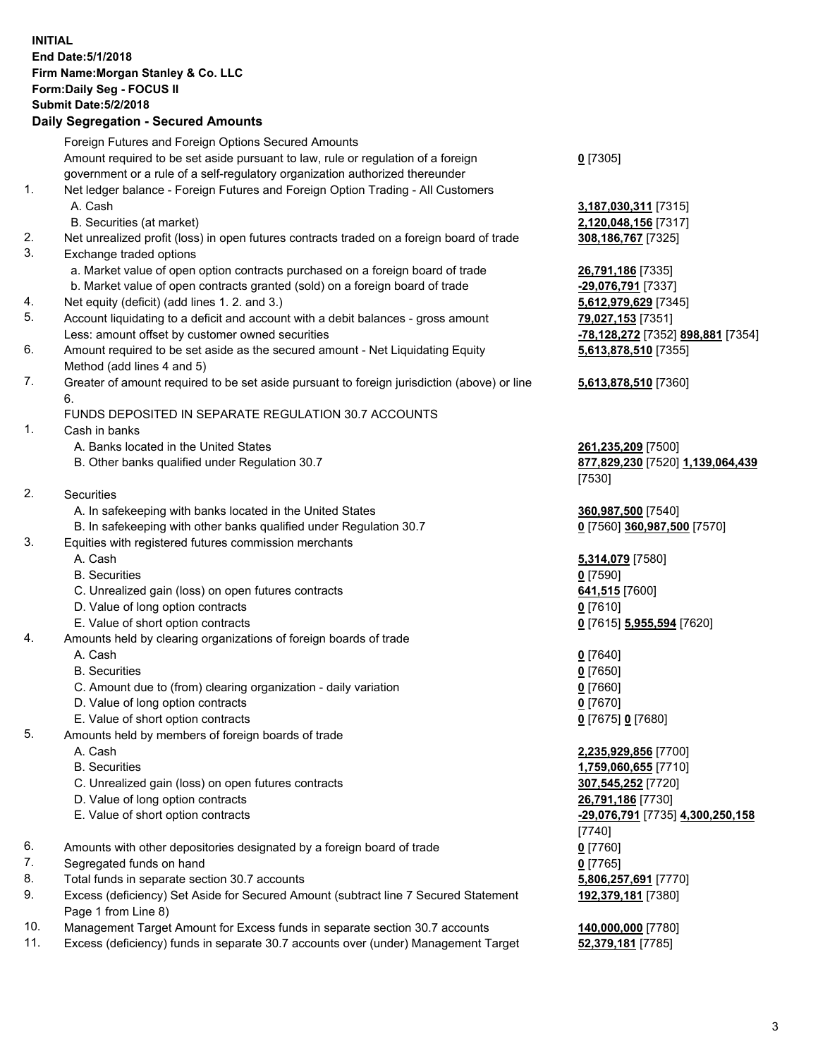**INITIAL**
**End Date:5/1/2018**
**Firm Name:Morgan Stanley & Co. LLC**
**Form:Daily Seg - FOCUS II**
**Submit Date:5/2/2018**
**Daily Segregation - Secured Amounts**

| | | |
|---|---|---|
| | Foreign Futures and Foreign Options Secured Amounts | |
| | Amount required to be set aside pursuant to law, rule or regulation of a foreign government or a rule of a self-regulatory organization authorized thereunder | **0** [7305] |
| 1. | Net ledger balance - Foreign Futures and Foreign Option Trading - All Customers | |
| | A. Cash | **3,187,030,311** [7315] |
| | B. Securities (at market) | **2,120,048,156** [7317] |
| 2. | Net unrealized profit (loss) in open futures contracts traded on a foreign board of trade | **308,186,767** [7325] |
| 3. | Exchange traded options | |
| | a. Market value of open option contracts purchased on a foreign board of trade | **26,791,186** [7335] |
| | b. Market value of open contracts granted (sold) on a foreign board of trade | **-29,076,791** [7337] |
| 4. | Net equity (deficit) (add lines 1. 2. and 3.) | **5,612,979,629** [7345] |
| 5. | Account liquidating to a deficit and account with a debit balances - gross amount | **79,027,153** [7351] |
| | Less: amount offset by customer owned securities | **-78,128,272** [7352] **898,881** [7354] |
| 6. | Amount required to be set aside as the secured amount - Net Liquidating Equity Method (add lines 4 and 5) | **5,613,878,510** [7355] |
| 7. | Greater of amount required to be set aside pursuant to foreign jurisdiction (above) or line 6. | **5,613,878,510** [7360] |
| | FUNDS DEPOSITED IN SEPARATE REGULATION 30.7 ACCOUNTS | |
| 1. | Cash in banks | |
| | A. Banks located in the United States | **261,235,209** [7500] |
| | B. Other banks qualified under Regulation 30.7 | **877,829,230** [7520] **1,139,064,439** [7530] |
| 2. | Securities | |
| | A. In safekeeping with banks located in the United States | **360,987,500** [7540] |
| | B. In safekeeping with other banks qualified under Regulation 30.7 | **0** [7560] **360,987,500** [7570] |
| 3. | Equities with registered futures commission merchants | |
| | A. Cash | **5,314,079** [7580] |
| | B. Securities | **0** [7590] |
| | C. Unrealized gain (loss) on open futures contracts | **641,515** [7600] |
| | D. Value of long option contracts | **0** [7610] |
| | E. Value of short option contracts | **0** [7615] **5,955,594** [7620] |
| 4. | Amounts held by clearing organizations of foreign boards of trade | |
| | A. Cash | **0** [7640] |
| | B. Securities | **0** [7650] |
| | C. Amount due to (from) clearing organization - daily variation | **0** [7660] |
| | D. Value of long option contracts | **0** [7670] |
| | E. Value of short option contracts | **0** [7675] **0** [7680] |
| 5. | Amounts held by members of foreign boards of trade | |
| | A. Cash | **2,235,929,856** [7700] |
| | B. Securities | **1,759,060,655** [7710] |
| | C. Unrealized gain (loss) on open futures contracts | **307,545,252** [7720] |
| | D. Value of long option contracts | **26,791,186** [7730] |
| | E. Value of short option contracts | **-29,076,791** [7735] **4,300,250,158** [7740] |
| 6. | Amounts with other depositories designated by a foreign board of trade | **0** [7760] |
| 7. | Segregated funds on hand | **0** [7765] |
| 8. | Total funds in separate section 30.7 accounts | **5,806,257,691** [7770] |
| 9. | Excess (deficiency) Set Aside for Secured Amount (subtract line 7 Secured Statement Page 1 from Line 8) | **192,379,181** [7380] |
| 10. | Management Target Amount for Excess funds in separate section 30.7 accounts | **140,000,000** [7780] |
| 11. | Excess (deficiency) funds in separate 30.7 accounts over (under) Management Target | **52,379,181** [7785] |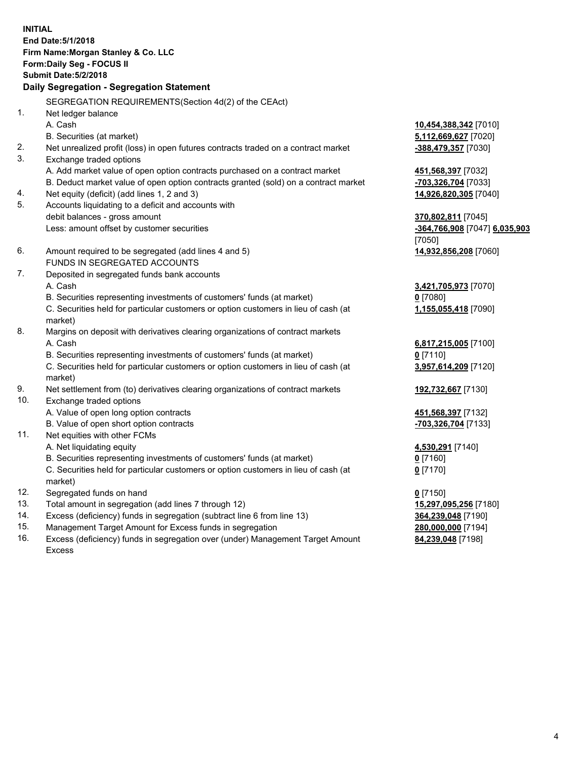**INITIAL**
**End Date:5/1/2018**
**Firm Name:Morgan Stanley & Co. LLC**
**Form:Daily Seg - FOCUS II**
**Submit Date:5/2/2018**

**Daily Segregation - Segregation Statement**

SEGREGATION REQUIREMENTS(Section 4d(2) of the CEAct)

| | | |
|---|---|---|
| 1. | Net ledger balance | |
| | A. Cash | **10,454,388,342** [7010] |
| | B. Securities (at market) | **5,112,669,627** [7020] |
| 2. | Net unrealized profit (loss) in open futures contracts traded on a contract market | **-388,479,357** [7030] |
| 3. | Exchange traded options | |
| | A. Add market value of open option contracts purchased on a contract market | **451,568,397** [7032] |
| | B. Deduct market value of open option contracts granted (sold) on a contract market | **-703,326,704** [7033] |
| 4. | Net equity (deficit) (add lines 1, 2 and 3) | **14,926,820,305** [7040] |
| 5. | Accounts liquidating to a deficit and accounts with debit balances - gross amount | **370,802,811** [7045] |
| | Less: amount offset by customer securities | **-364,766,908** [7047] **6,035,903** [7050] |
| 6. | Amount required to be segregated (add lines 4 and 5) | **14,932,856,208** [7060] |
| | FUNDS IN SEGREGATED ACCOUNTS | |
| 7. | Deposited in segregated funds bank accounts | |
| | A. Cash | **3,421,705,973** [7070] |
| | B. Securities representing investments of customers' funds (at market) | **0** [7080] |
| | C. Securities held for particular customers or option customers in lieu of cash (at market) | **1,155,055,418** [7090] |
| 8. | Margins on deposit with derivatives clearing organizations of contract markets | |
| | A. Cash | **6,817,215,005** [7100] |
| | B. Securities representing investments of customers' funds (at market) | **0** [7110] |
| | C. Securities held for particular customers or option customers in lieu of cash (at market) | **3,957,614,209** [7120] |
| 9. | Net settlement from (to) derivatives clearing organizations of contract markets | **192,732,667** [7130] |
| 10. | Exchange traded options | |
| | A. Value of open long option contracts | **451,568,397** [7132] |
| | B. Value of open short option contracts | **-703,326,704** [7133] |
| 11. | Net equities with other FCMs | |
| | A. Net liquidating equity | **4,530,291** [7140] |
| | B. Securities representing investments of customers' funds (at market) | **0** [7160] |
| | C. Securities held for particular customers or option customers in lieu of cash (at market) | **0** [7170] |
| 12. | Segregated funds on hand | **0** [7150] |
| 13. | Total amount in segregation (add lines 7 through 12) | **15,297,095,256** [7180] |
| 14. | Excess (deficiency) funds in segregation (subtract line 6 from line 13) | **364,239,048** [7190] |
| 15. | Management Target Amount for Excess funds in segregation | **280,000,000** [7194] |
| 16. | Excess (deficiency) funds in segregation over (under) Management Target Amount Excess | **84,239,048** [7198] |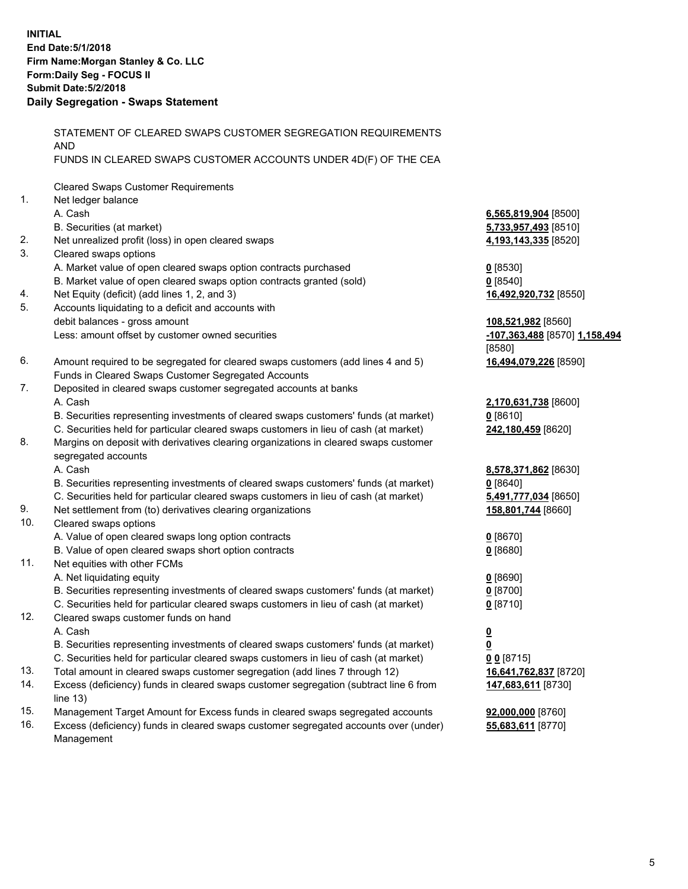**INITIAL**
**End Date:5/1/2018**
**Firm Name:Morgan Stanley & Co. LLC**
**Form:Daily Seg - FOCUS II**
**Submit Date:5/2/2018**
**Daily Segregation - Swaps Statement**

STATEMENT OF CLEARED SWAPS CUSTOMER SEGREGATION REQUIREMENTS AND FUNDS IN CLEARED SWAPS CUSTOMER ACCOUNTS UNDER 4D(F) OF THE CEA

| | | |
|---|---|---|
| | Cleared Swaps Customer Requirements | |
| 1. | Net ledger balance | |
| | A. Cash | **6,565,819,904** [8500] |
| | B. Securities (at market) | **5,733,957,493** [8510] |
| 2. | Net unrealized profit (loss) in open cleared swaps | **4,193,143,335** [8520] |
| 3. | Cleared swaps options | |
| | A. Market value of open cleared swaps option contracts purchased | **0** [8530] |
| | B. Market value of open cleared swaps option contracts granted (sold) | **0** [8540] |
| 4. | Net Equity (deficit) (add lines 1, 2, and 3) | **16,492,920,732** [8550] |
| 5. | Accounts liquidating to a deficit and accounts with debit balances - gross amount | **108,521,982** [8560] |
| | Less: amount offset by customer owned securities | **-107,363,488** [8570] **1,158,494** [8580] |
| 6. | Amount required to be segregated for cleared swaps customers (add lines 4 and 5) | **16,494,079,226** [8590] |
| | Funds in Cleared Swaps Customer Segregated Accounts | |
| 7. | Deposited in cleared swaps customer segregated accounts at banks | |
| | A. Cash | **2,170,631,738** [8600] |
| | B. Securities representing investments of cleared swaps customers' funds (at market) | **0** [8610] |
| | C. Securities held for particular cleared swaps customers in lieu of cash (at market) | **242,180,459** [8620] |
| 8. | Margins on deposit with derivatives clearing organizations in cleared swaps customer segregated accounts | |
| | A. Cash | **8,578,371,862** [8630] |
| | B. Securities representing investments of cleared swaps customers' funds (at market) | **0** [8640] |
| | C. Securities held for particular cleared swaps customers in lieu of cash (at market) | **5,491,777,034** [8650] |
| 9. | Net settlement from (to) derivatives clearing organizations | **158,801,744** [8660] |
| 10. | Cleared swaps options | |
| | A. Value of open cleared swaps long option contracts | **0** [8670] |
| | B. Value of open cleared swaps short option contracts | **0** [8680] |
| 11. | Net equities with other FCMs | |
| | A. Net liquidating equity | **0** [8690] |
| | B. Securities representing investments of cleared swaps customers' funds (at market) | **0** [8700] |
| | C. Securities held for particular cleared swaps customers in lieu of cash (at market) | **0** [8710] |
| 12. | Cleared swaps customer funds on hand | |
| | A. Cash | **0** |
| | B. Securities representing investments of cleared swaps customers' funds (at market) | **0** |
| | C. Securities held for particular cleared swaps customers in lieu of cash (at market) | **0** **0** [8715] |
| 13. | Total amount in cleared swaps customer segregation (add lines 7 through 12) | **16,641,762,837** [8720] |
| 14. | Excess (deficiency) funds in cleared swaps customer segregation (subtract line 6 from line 13) | **147,683,611** [8730] |
| 15. | Management Target Amount for Excess funds in cleared swaps segregated accounts | **92,000,000** [8760] |
| 16. | Excess (deficiency) funds in cleared swaps customer segregated accounts over (under) Management | **55,683,611** [8770] |